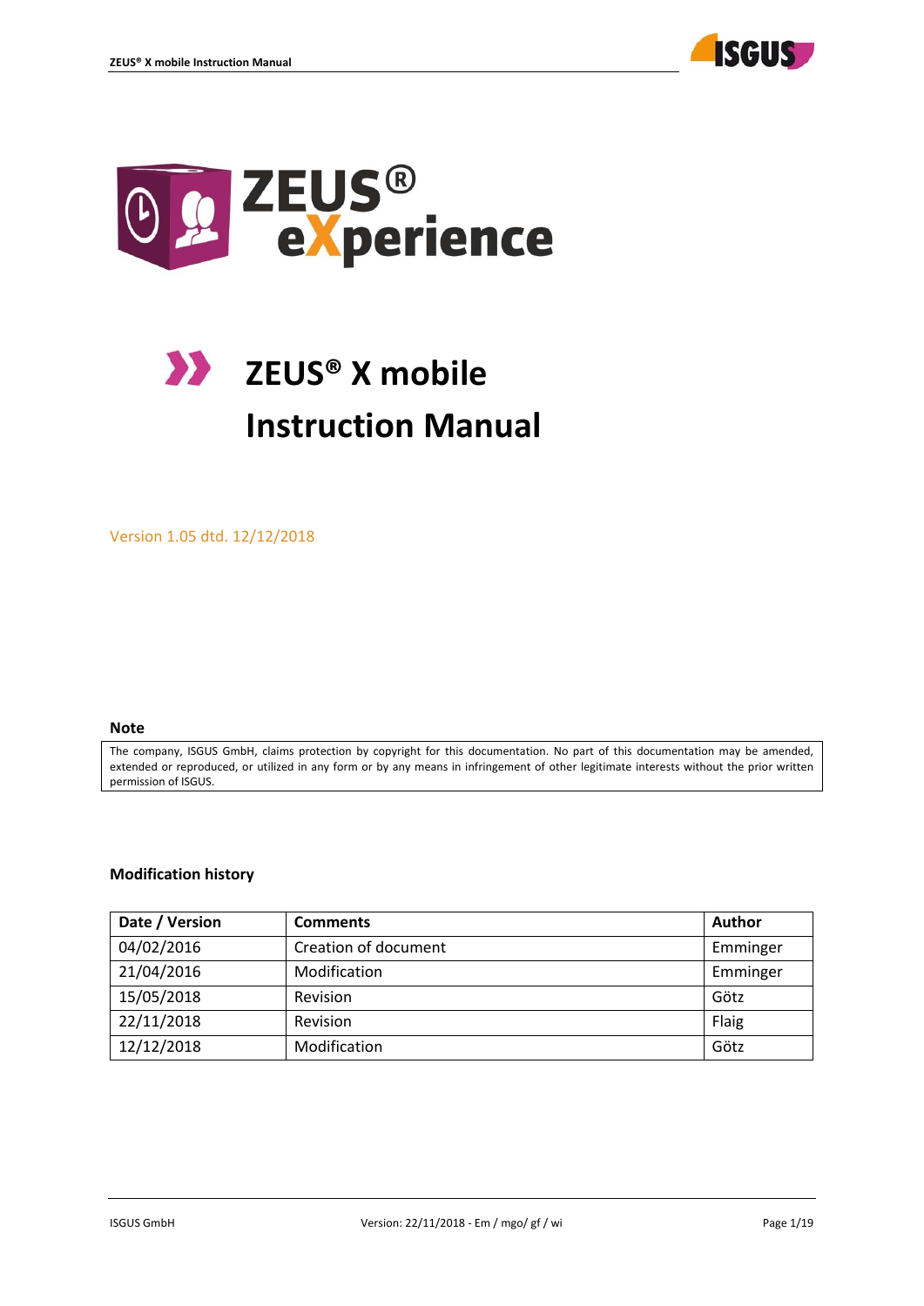# ZEUS® eXperience

# ZEUS® X mobile Instruction Manual

Version 1.05 dtd. 12/12/2018

**Note**

The company, ISGUS GmbH, claims protection by copyright for this documentation. No part of this documentation may be amended, extended or reproduced, or utilized in any form or by any means in infringement of other legitimate interests without the prior written permission of ISGUS.

**Modification history**

| Date / Version | Comments | Author |
|---|---|---|
| 04/02/2016 | Creation of document | Emminger |
| 21/04/2016 | Modification | Emminger |
| 15/05/2018 | Revision | Götz |
| 22/11/2018 | Revision | Flaig |
| 12/12/2018 | Modification | Götz |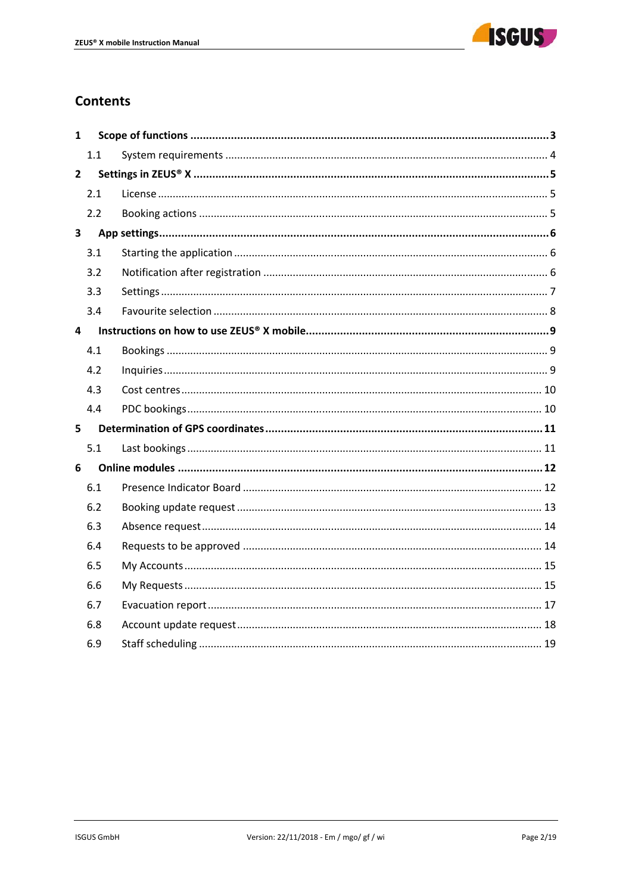## Contents

| | | |
|---|---|---|
| **1** | **Scope of functions** | **3** |
| 1.1 | System requirements | 4 |
| **2** | **Settings in ZEUS® X** | **5** |
| 2.1 | License | 5 |
| 2.2 | Booking actions | 5 |
| **3** | **App settings** | **6** |
| 3.1 | Starting the application | 6 |
| 3.2 | Notification after registration | 6 |
| 3.3 | Settings | 7 |
| 3.4 | Favourite selection | 8 |
| **4** | **Instructions on how to use ZEUS® X mobile** | **9** |
| 4.1 | Bookings | 9 |
| 4.2 | Inquiries | 9 |
| 4.3 | Cost centres | 10 |
| 4.4 | PDC bookings | 10 |
| **5** | **Determination of GPS coordinates** | **11** |
| 5.1 | Last bookings | 11 |
| **6** | **Online modules** | **12** |
| 6.1 | Presence Indicator Board | 12 |
| 6.2 | Booking update request | 13 |
| 6.3 | Absence request | 14 |
| 6.4 | Requests to be approved | 14 |
| 6.5 | My Accounts | 15 |
| 6.6 | My Requests | 15 |
| 6.7 | Evacuation report | 17 |
| 6.8 | Account update request | 18 |
| 6.9 | Staff scheduling | 19 |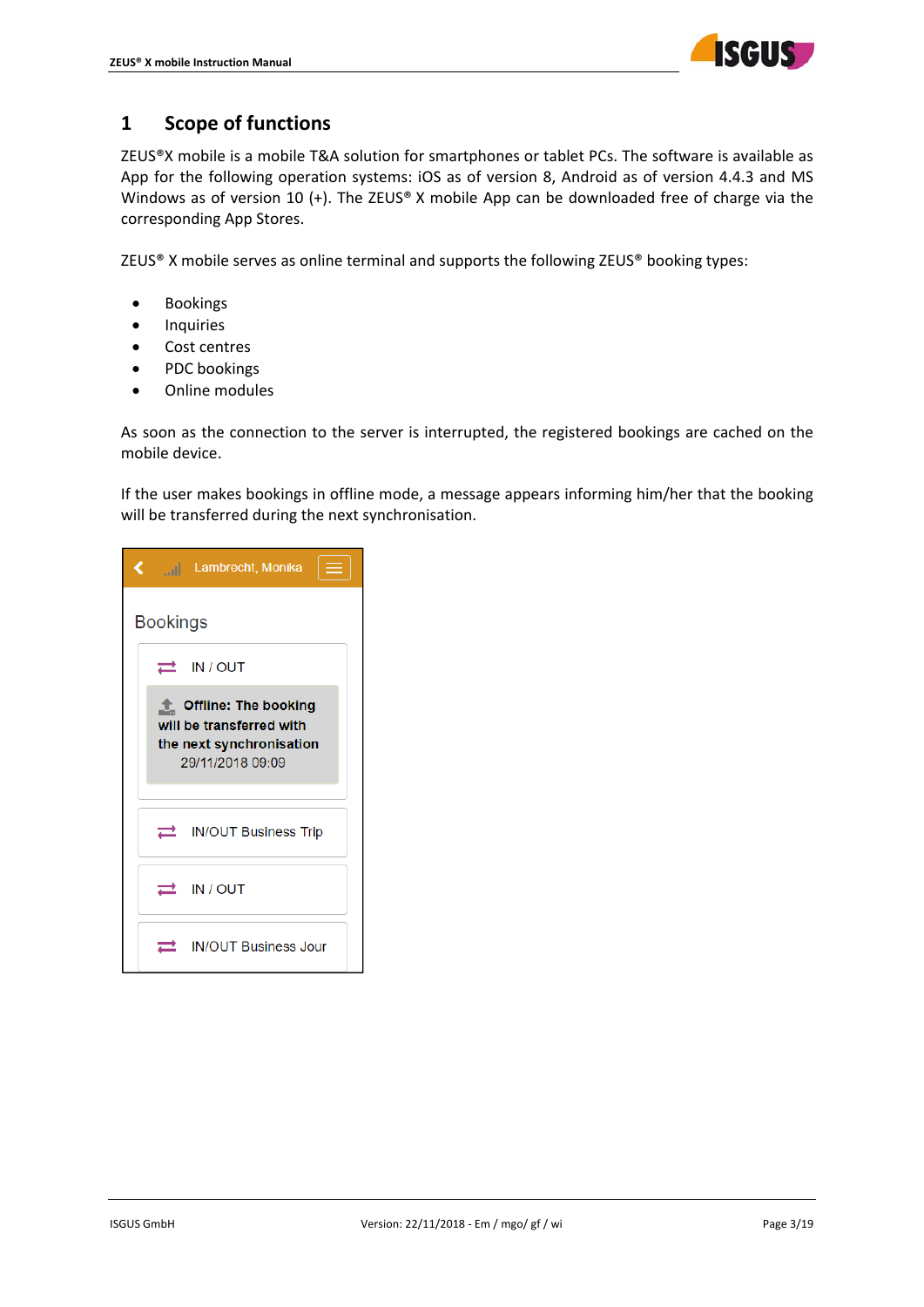# 1 Scope of functions

ZEUS®X mobile is a mobile T&A solution for smartphones or tablet PCs. The software is available as App for the following operation systems: iOS as of version 8, Android as of version 4.4.3 and MS Windows as of version 10 (+). The ZEUS® X mobile App can be downloaded free of charge via the corresponding App Stores.

ZEUS® X mobile serves as online terminal and supports the following ZEUS® booking types:

- Bookings
- Inquiries
- Cost centres
- PDC bookings
- Online modules

As soon as the connection to the server is interrupted, the registered bookings are cached on the mobile device.

If the user makes bookings in offline mode, a message appears informing him/her that the booking will be transferred during the next synchronisation.

Lambrecht, Monika

Bookings

IN / OUT

**Offline: The booking will be transferred with the next synchronisation**
29/11/2018 09:09

IN/OUT Business Trip

IN / OUT

IN/OUT Business Jour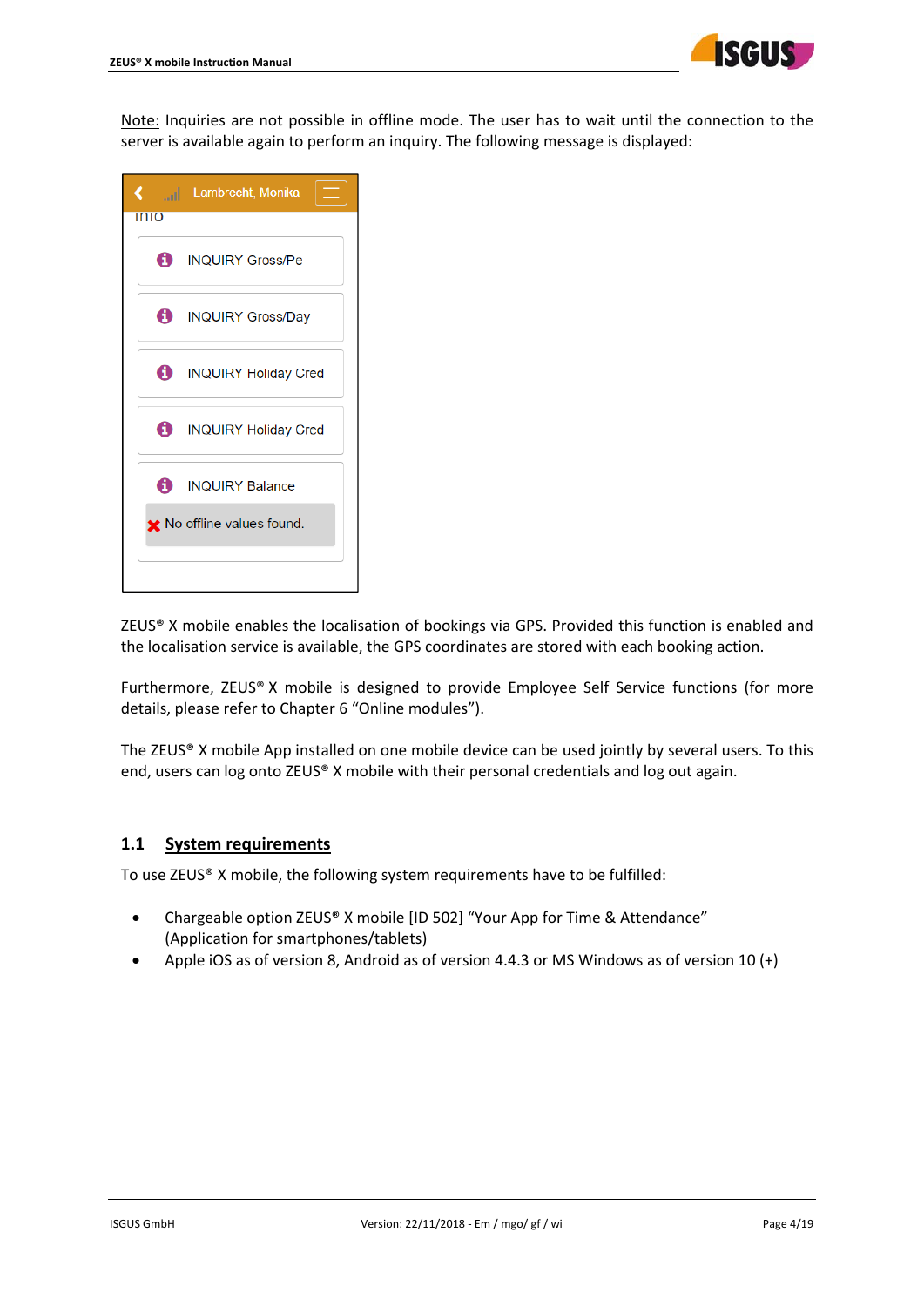Note: Inquiries are not possible in offline mode. The user has to wait until the connection to the server is available again to perform an inquiry. The following message is displayed:

ZEUS® X mobile enables the localisation of bookings via GPS. Provided this function is enabled and the localisation service is available, the GPS coordinates are stored with each booking action.

Furthermore, ZEUS® X mobile is designed to provide Employee Self Service functions (for more details, please refer to Chapter 6 “Online modules”).

The ZEUS® X mobile App installed on one mobile device can be used jointly by several users. To this end, users can log onto ZEUS® X mobile with their personal credentials and log out again.

## 1.1 System requirements

To use ZEUS® X mobile, the following system requirements have to be fulfilled:

- Chargeable option ZEUS® X mobile [ID 502] “Your App for Time & Attendance” (Application for smartphones/tablets)
- Apple iOS as of version 8, Android as of version 4.4.3 or MS Windows as of version 10 (+)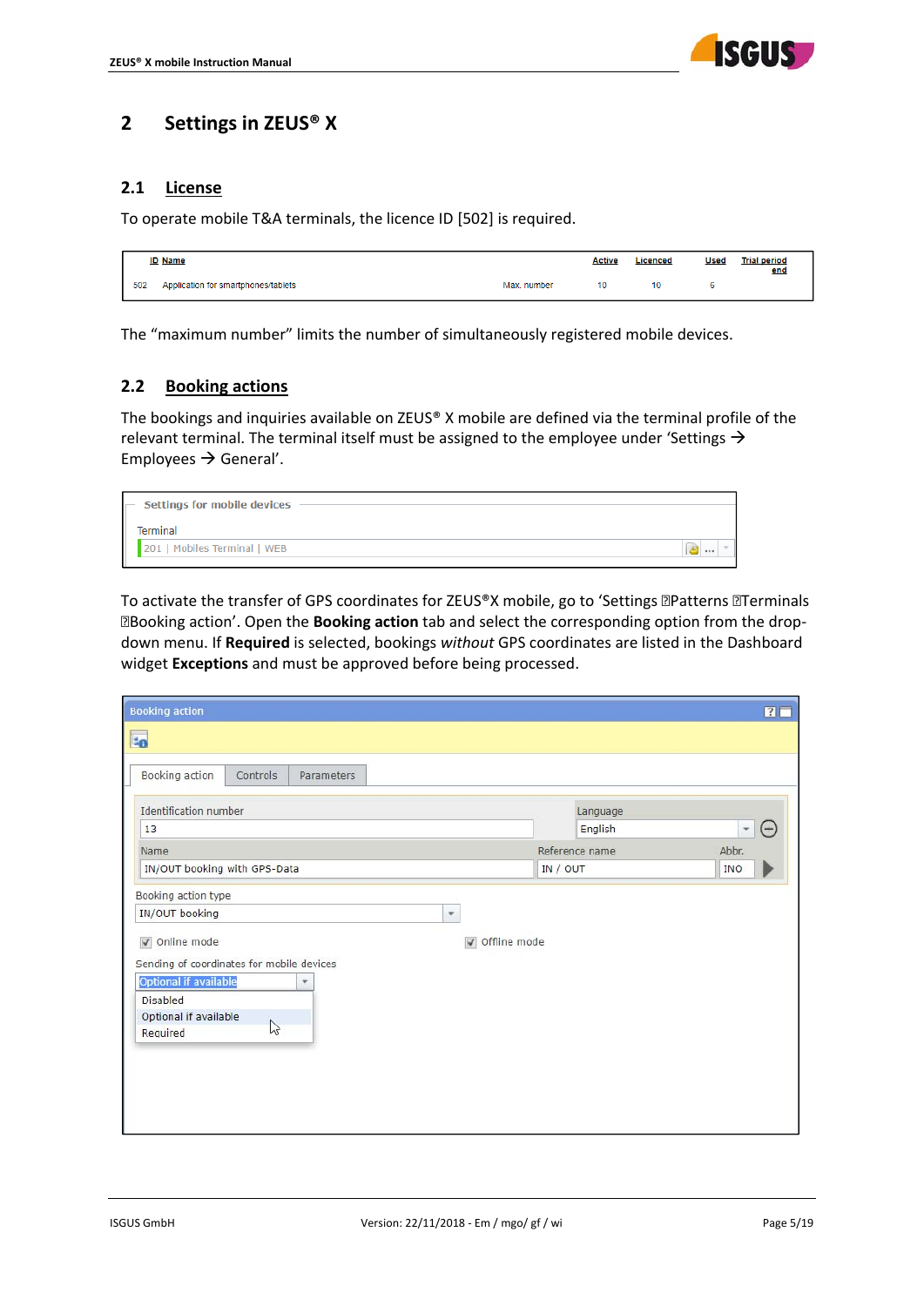# 2 Settings in ZEUS® X

## 2.1 License

To operate mobile T&A terminals, the licence ID [502] is required.

| ID | Name | | Active | Licenced | Used | Trial period end |
|---|---|---|---|---|---|---|
| 502 | Application for smartphones/tablets | Max. number | 10 | 10 | 6 | |

The "maximum number" limits the number of simultaneously registered mobile devices.

## 2.2 Booking actions

The bookings and inquiries available on ZEUS® X mobile are defined via the terminal profile of the relevant terminal. The terminal itself must be assigned to the employee under 'Settings → Employees → General'.

Settings for mobile devices

Terminal

201 | Mobiles Terminal | WEB

To activate the transfer of GPS coordinates for ZEUS®X mobile, go to 'Settings Patterns Terminals Booking action'. Open the **Booking action** tab and select the corresponding option from the drop-down menu. If **Required** is selected, bookings *without* GPS coordinates are listed in the Dashboard widget **Exceptions** and must be approved before being processed.

Booking action

Booking action | Controls | Parameters

Identification number: 13

Language: English

Name: IN/OUT booking with GPS-Data

Reference name: IN / OUT

Abbr.: INO

Booking action type: IN/OUT booking

Online mode

Offline mode

Sending of coordinates for mobile devices: Optional if available

- Disabled
- Optional if available
- Required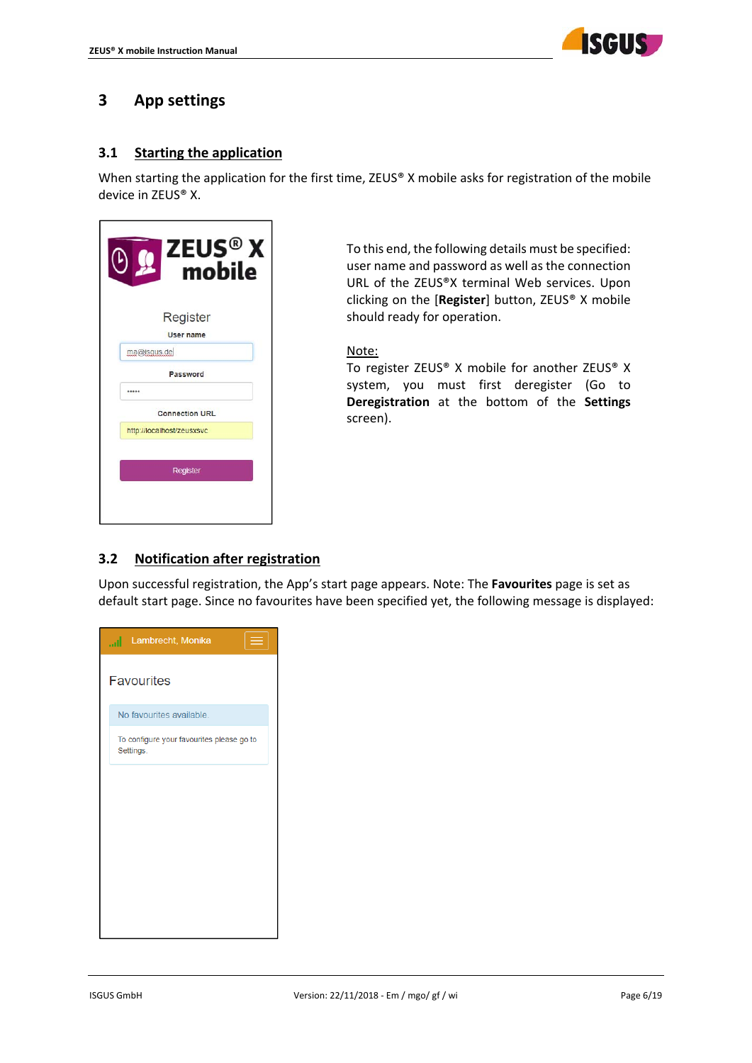## 3 App settings

### 3.1 Starting the application

When starting the application for the first time, ZEUS® X mobile asks for registration of the mobile device in ZEUS® X.

To this end, the following details must be specified: user name and password as well as the connection URL of the ZEUS®X terminal Web services. Upon clicking on the [**Register**] button, ZEUS® X mobile should ready for operation.

Note:
To register ZEUS® X mobile for another ZEUS® X system, you must first deregister (Go to **Deregistration** at the bottom of the **Settings** screen).

### 3.2 Notification after registration

Upon successful registration, the App's start page appears. Note: The **Favourites** page is set as default start page. Since no favourites have been specified yet, the following message is displayed: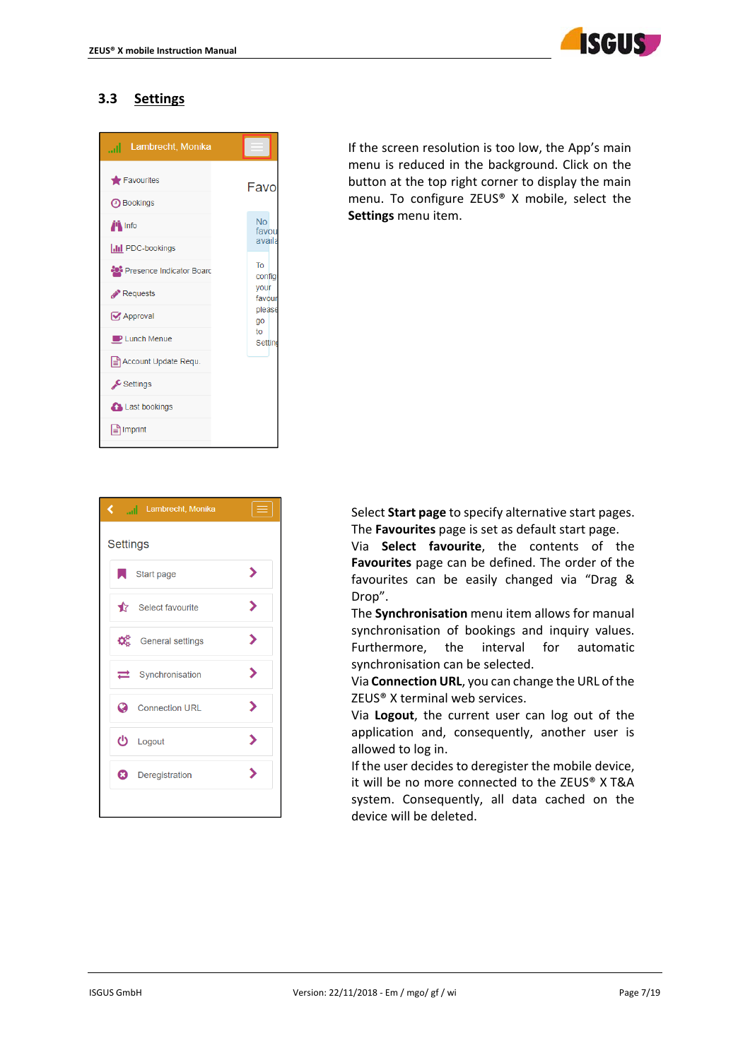## 3.3 Settings

If the screen resolution is too low, the App's main menu is reduced in the background. Click on the button at the top right corner to display the main menu. To configure ZEUS® X mobile, select the **Settings** menu item.

Select **Start page** to specify alternative start pages. The **Favourites** page is set as default start page. Via **Select favourite**, the contents of the **Favourites** page can be defined. The order of the favourites can be easily changed via "Drag & Drop".

The **Synchronisation** menu item allows for manual synchronisation of bookings and inquiry values. Furthermore, the interval for automatic synchronisation can be selected.

Via **Connection URL**, you can change the URL of the ZEUS® X terminal web services.

Via **Logout**, the current user can log out of the application and, consequently, another user is allowed to log in.

If the user decides to deregister the mobile device, it will be no more connected to the ZEUS® X T&A system. Consequently, all data cached on the device will be deleted.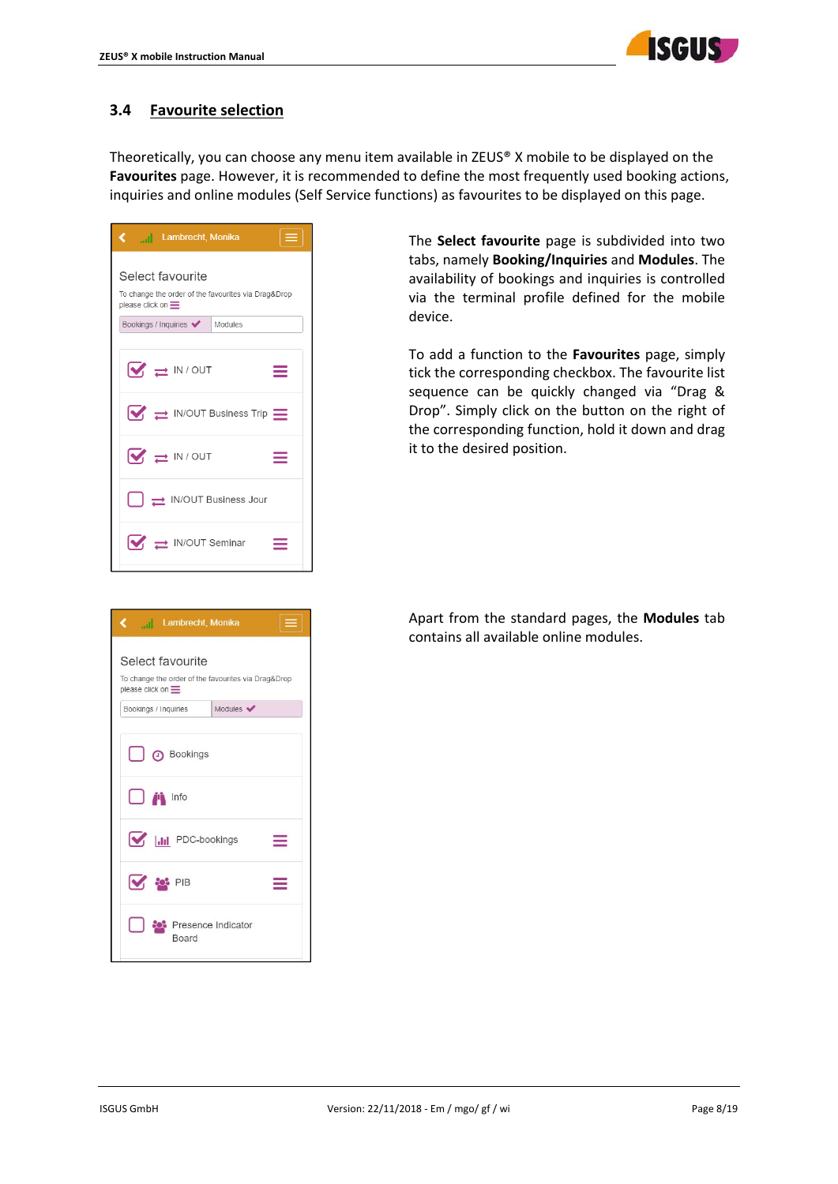## 3.4 Favourite selection

Theoretically, you can choose any menu item available in ZEUS® X mobile to be displayed on the **Favourites** page. However, it is recommended to define the most frequently used booking actions, inquiries and online modules (Self Service functions) as favourites to be displayed on this page.

The **Select favourite** page is subdivided into two tabs, namely **Booking/Inquiries** and **Modules**. The availability of bookings and inquiries is controlled via the terminal profile defined for the mobile device.

To add a function to the **Favourites** page, simply tick the corresponding checkbox. The favourite list sequence can be quickly changed via "Drag & Drop". Simply click on the button on the right of the corresponding function, hold it down and drag it to the desired position.

Apart from the standard pages, the **Modules** tab contains all available online modules.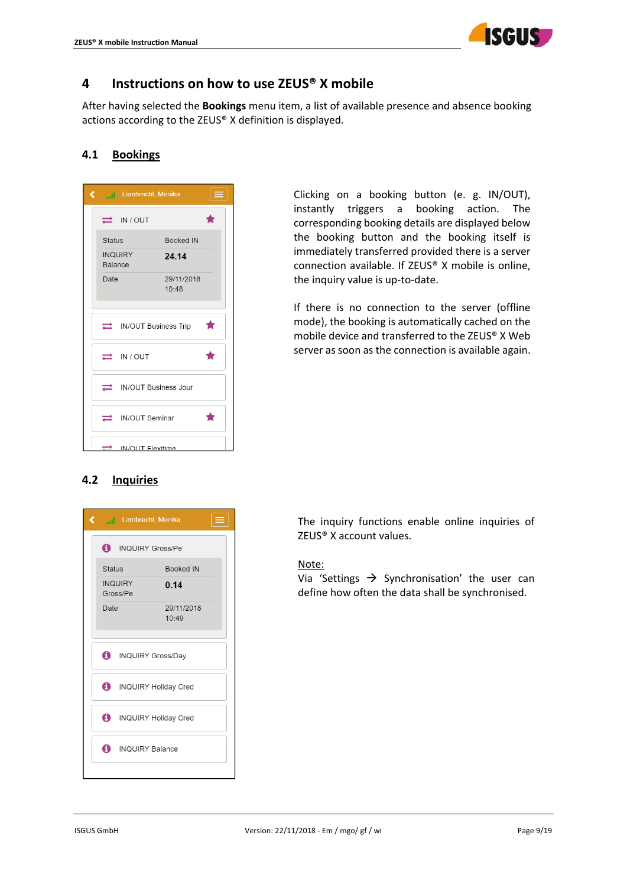# 4 Instructions on how to use ZEUS® X mobile

After having selected the **Bookings** menu item, a list of available presence and absence booking actions according to the ZEUS® X definition is displayed.

## 4.1 Bookings

Clicking on a booking button (e. g. IN/OUT), instantly triggers a booking action. The corresponding booking details are displayed below the booking button and the booking itself is immediately transferred provided there is a server connection available. If ZEUS® X mobile is online, the inquiry value is up-to-date.

If there is no connection to the server (offline mode), the booking is automatically cached on the mobile device and transferred to the ZEUS® X Web server as soon as the connection is available again.

## 4.2 Inquiries

The inquiry functions enable online inquiries of ZEUS® X account values.

Note:
Via 'Settings → Synchronisation' the user can define how often the data shall be synchronised.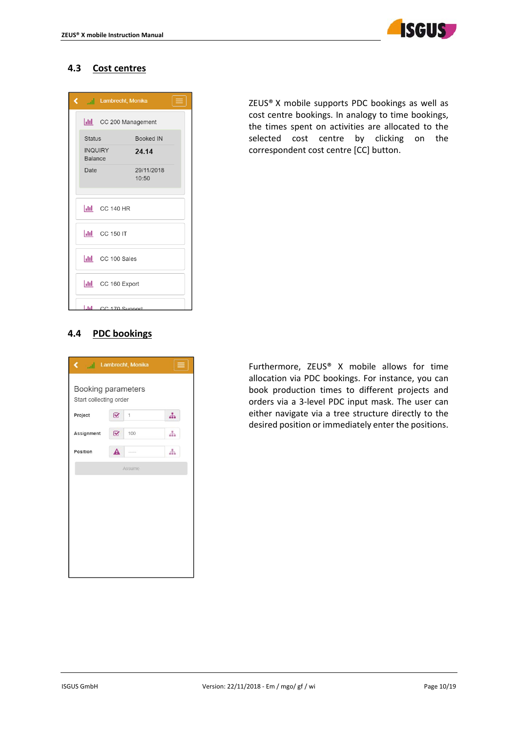## 4.3 Cost centres

ZEUS® X mobile supports PDC bookings as well as cost centre bookings. In analogy to time bookings, the times spent on activities are allocated to the selected cost centre by clicking on the correspondent cost centre [CC] button.

## 4.4 PDC bookings

Furthermore, ZEUS® X mobile allows for time allocation via PDC bookings. For instance, you can book production times to different projects and orders via a 3-level PDC input mask. The user can either navigate via a tree structure directly to the desired position or immediately enter the positions.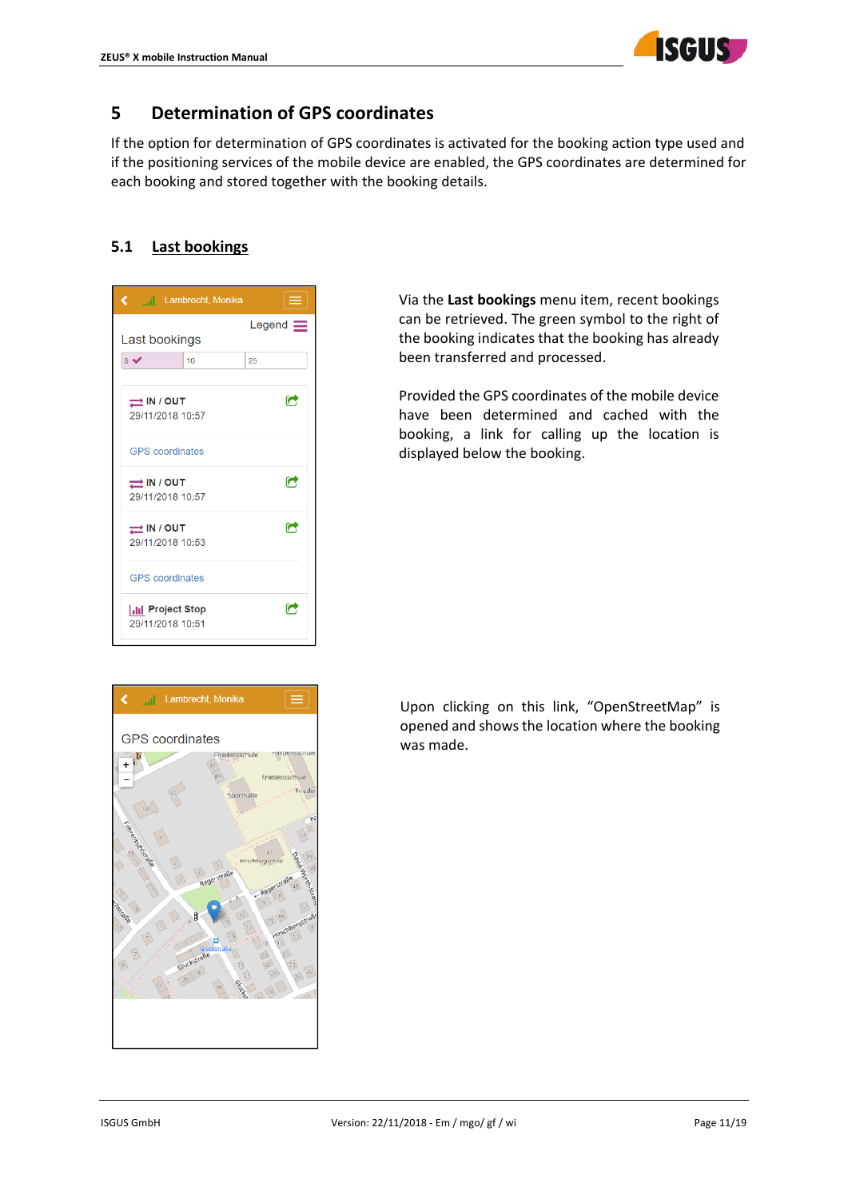# 5 Determination of GPS coordinates

If the option for determination of GPS coordinates is activated for the booking action type used and if the positioning services of the mobile device are enabled, the GPS coordinates are determined for each booking and stored together with the booking details.

## 5.1 Last bookings

Via the **Last bookings** menu item, recent bookings can be retrieved. The green symbol to the right of the booking indicates that the booking has already been transferred and processed.

Provided the GPS coordinates of the mobile device have been determined and cached with the booking, a link for calling up the location is displayed below the booking.

Upon clicking on this link, "OpenStreetMap" is opened and shows the location where the booking was made.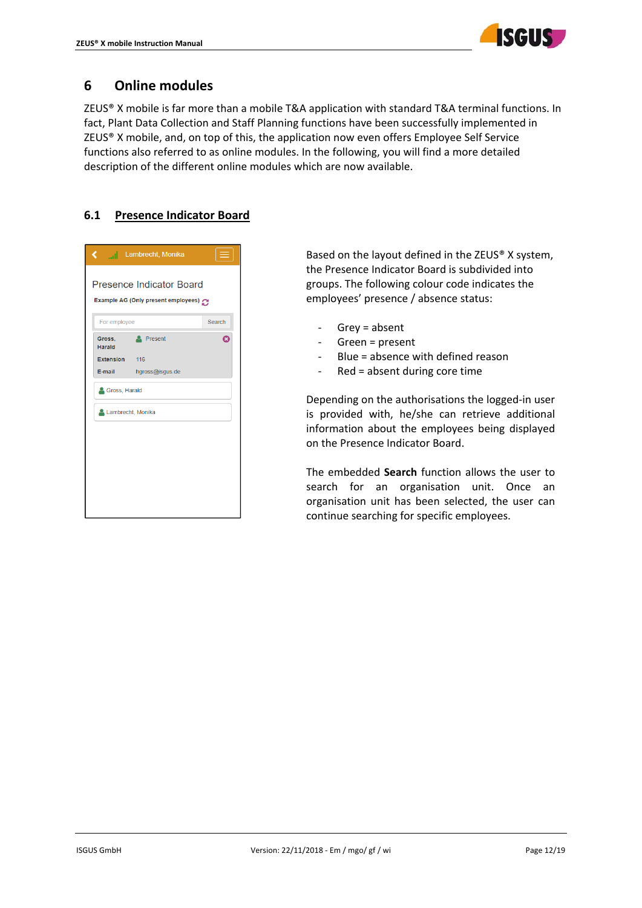# 6 Online modules

ZEUS® X mobile is far more than a mobile T&A application with standard T&A terminal functions. In fact, Plant Data Collection and Staff Planning functions have been successfully implemented in ZEUS® X mobile, and, on top of this, the application now even offers Employee Self Service functions also referred to as online modules. In the following, you will find a more detailed description of the different online modules which are now available.

## 6.1 Presence Indicator Board

Based on the layout defined in the ZEUS® X system, the Presence Indicator Board is subdivided into groups. The following colour code indicates the employees' presence / absence status:

- Grey = absent
- Green = present
- Blue = absence with defined reason
- Red = absent during core time

Depending on the authorisations the logged-in user is provided with, he/she can retrieve additional information about the employees being displayed on the Presence Indicator Board.

The embedded **Search** function allows the user to search for an organisation unit. Once an organisation unit has been selected, the user can continue searching for specific employees.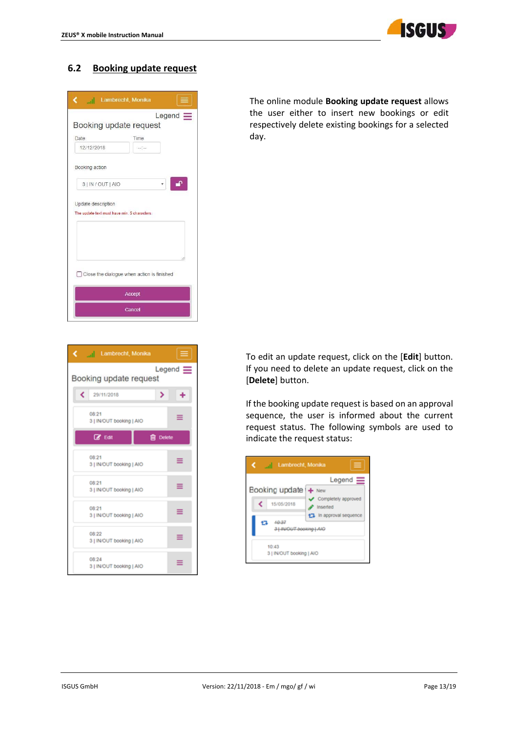## 6.2 Booking update request

The online module **Booking update request** allows the user either to insert new bookings or edit respectively delete existing bookings for a selected day.

To edit an update request, click on the [**Edit**] button. If you need to delete an update request, click on the [**Delete**] button.

If the booking update request is based on an approval sequence, the user is informed about the current request status. The following symbols are used to indicate the request status: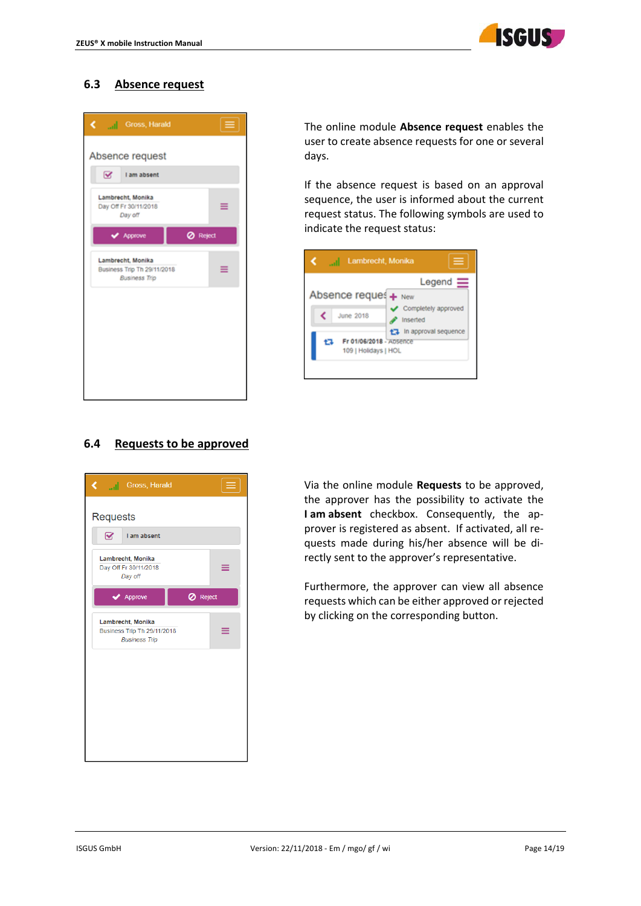## 6.3 Absence request

The online module **Absence request** enables the user to create absence requests for one or several days.

If the absence request is based on an approval sequence, the user is informed about the current request status. The following symbols are used to indicate the request status:

## 6.4 Requests to be approved

Via the online module **Requests** to be approved, the approver has the possibility to activate the **I am absent** checkbox. Consequently, the approver is registered as absent. If activated, all requests made during his/her absence will be directly sent to the approver's representative.

Furthermore, the approver can view all absence requests which can be either approved or rejected by clicking on the corresponding button.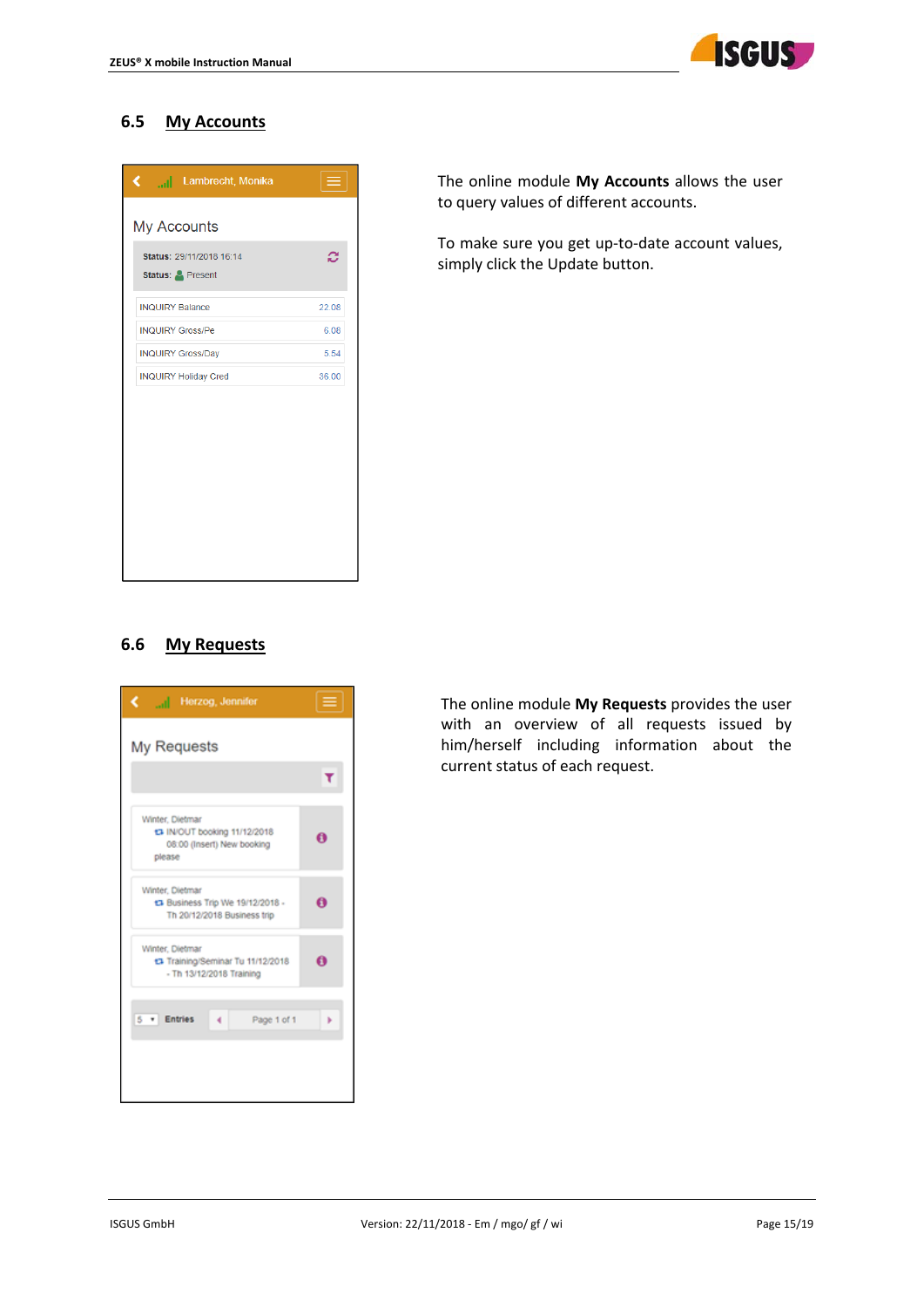## 6.5 My Accounts

The online module **My Accounts** allows the user to query values of different accounts.

To make sure you get up-to-date account values, simply click the Update button.

## 6.6 My Requests

The online module **My Requests** provides the user with an overview of all requests issued by him/herself including information about the current status of each request.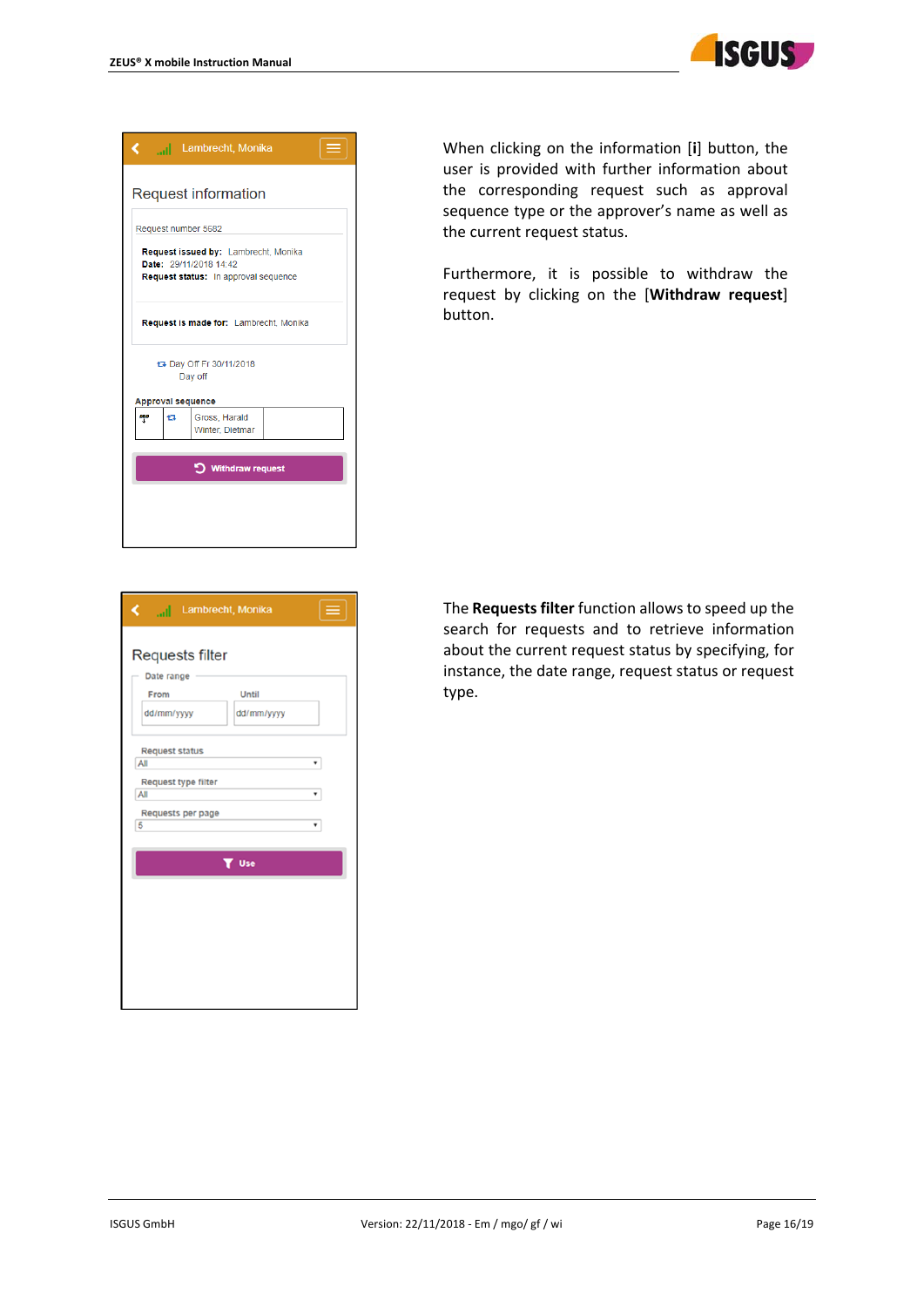When clicking on the information [i] button, the user is provided with further information about the corresponding request such as approval sequence type or the approver's name as well as the current request status.

Furthermore, it is possible to withdraw the request by clicking on the [**Withdraw request**] button.

The **Requests filter** function allows to speed up the search for requests and to retrieve information about the current request status by specifying, for instance, the date range, request status or request type.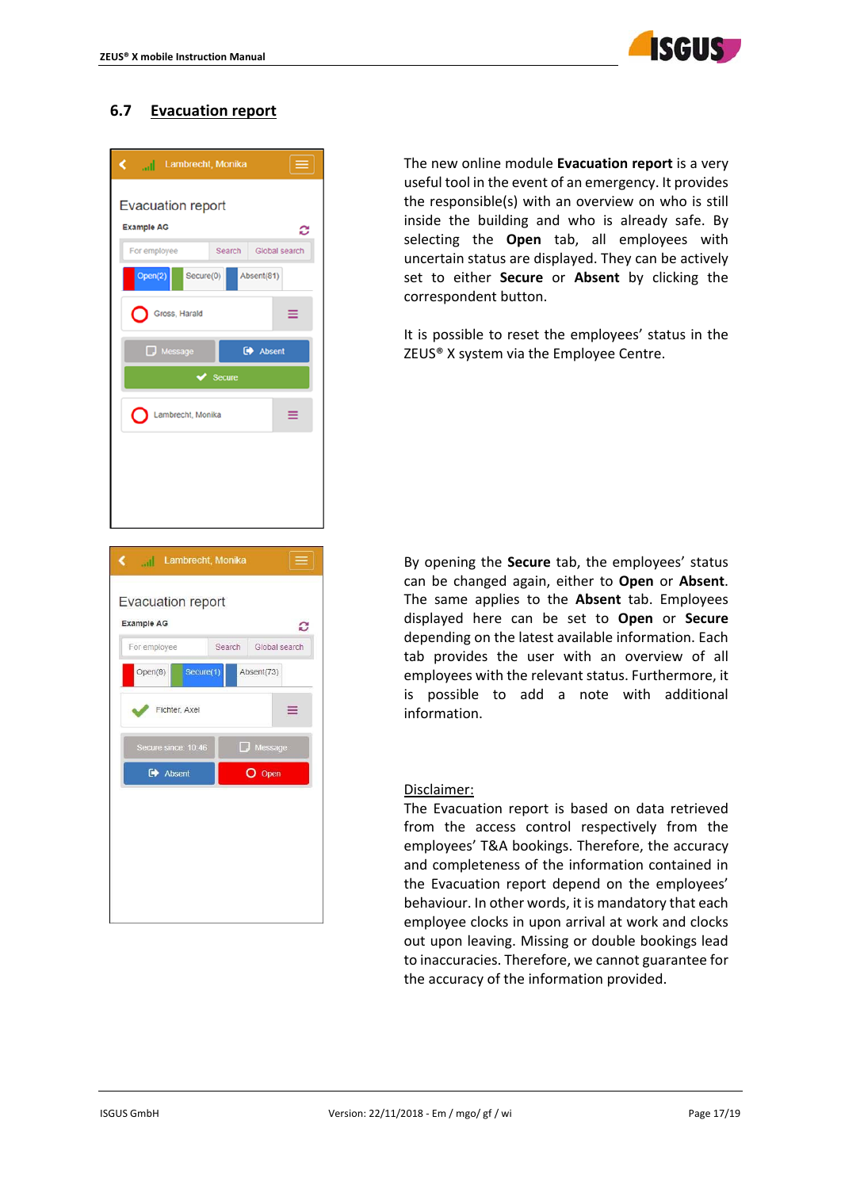## 6.7 Evacuation report

The new online module **Evacuation report** is a very useful tool in the event of an emergency. It provides the responsible(s) with an overview on who is still inside the building and who is already safe. By selecting the **Open** tab, all employees with uncertain status are displayed. They can be actively set to either **Secure** or **Absent** by clicking the correspondent button.

It is possible to reset the employees' status in the ZEUS® X system via the Employee Centre.

By opening the **Secure** tab, the employees' status can be changed again, either to **Open** or **Absent**. The same applies to the **Absent** tab. Employees displayed here can be set to **Open** or **Secure** depending on the latest available information. Each tab provides the user with an overview of all employees with the relevant status. Furthermore, it is possible to add a note with additional information.

Disclaimer:
The Evacuation report is based on data retrieved from the access control respectively from the employees' T&A bookings. Therefore, the accuracy and completeness of the information contained in the Evacuation report depend on the employees' behaviour. In other words, it is mandatory that each employee clocks in upon arrival at work and clocks out upon leaving. Missing or double bookings lead to inaccuracies. Therefore, we cannot guarantee for the accuracy of the information provided.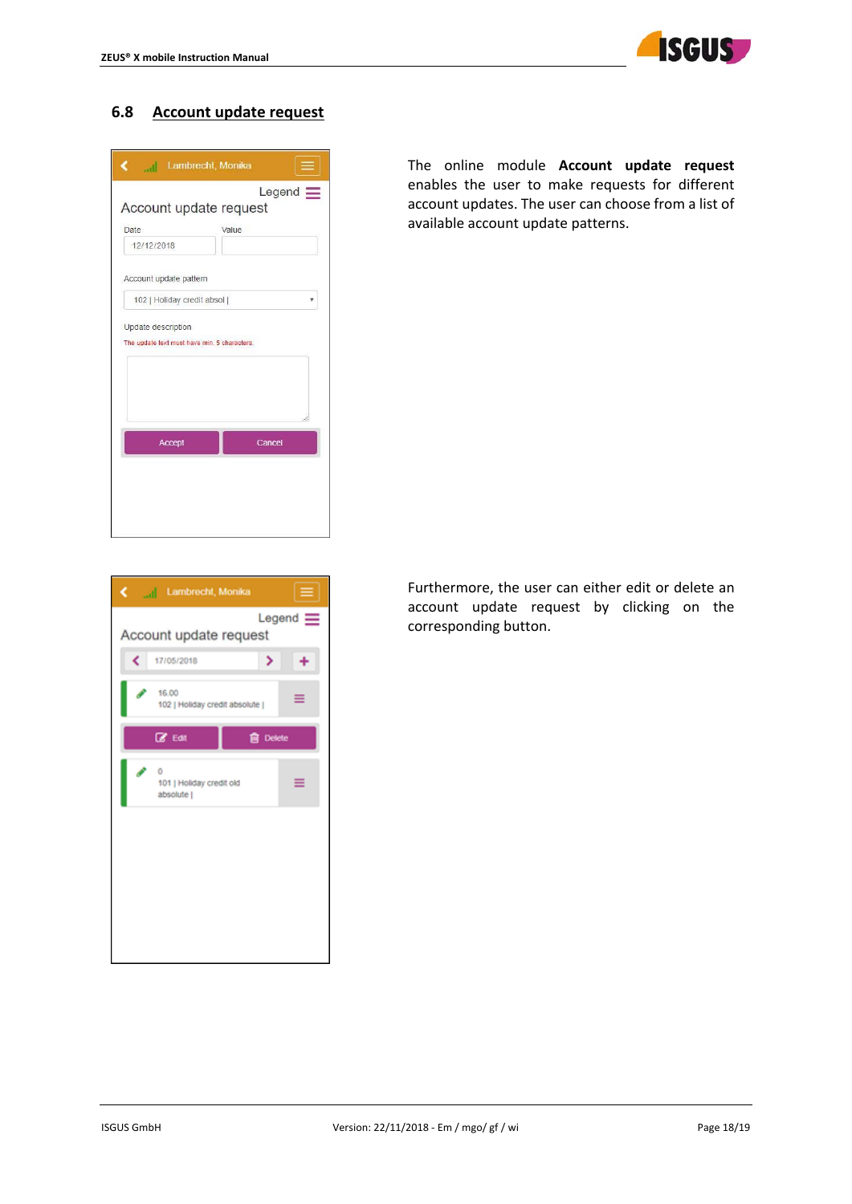## 6.8 Account update request

The online module **Account update request** enables the user to make requests for different account updates. The user can choose from a list of available account update patterns.

Furthermore, the user can either edit or delete an account update request by clicking on the corresponding button.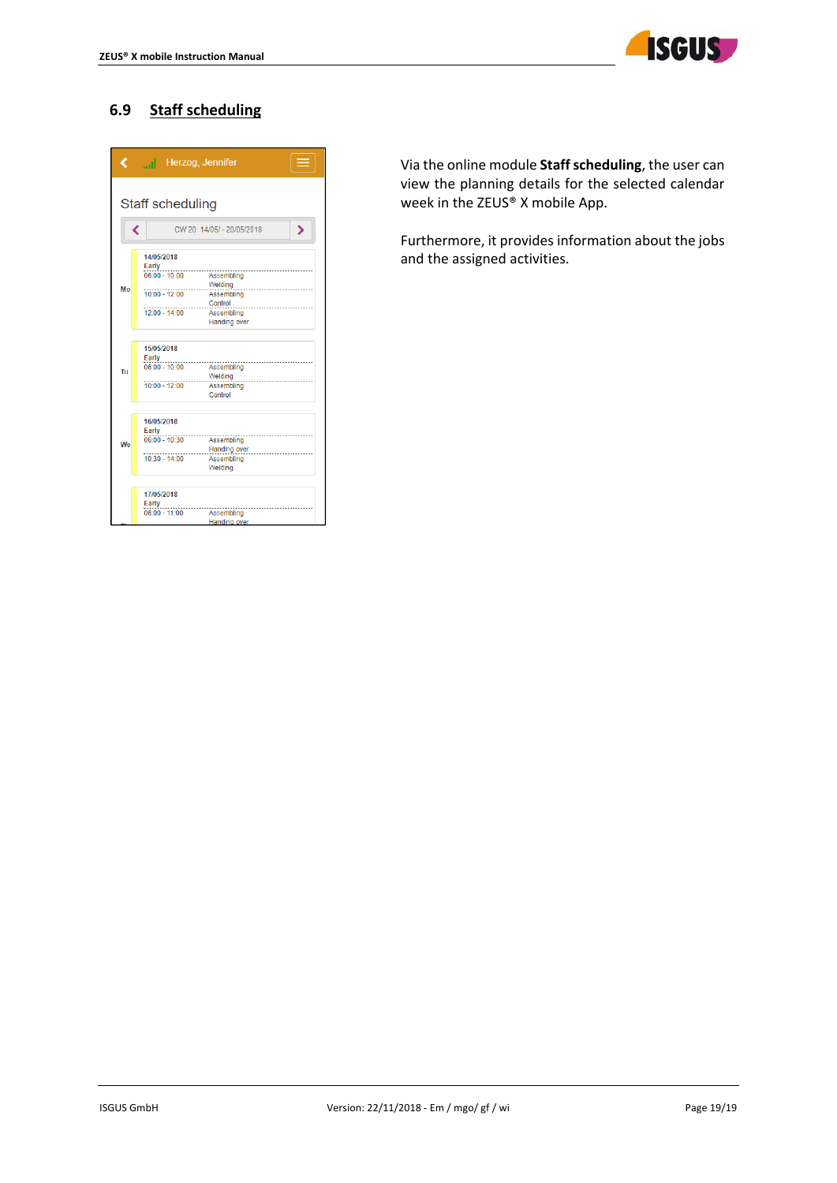## 6.9 Staff scheduling

Via the online module **Staff scheduling**, the user can view the planning details for the selected calendar week in the ZEUS® X mobile App.

Furthermore, it provides information about the jobs and the assigned activities.